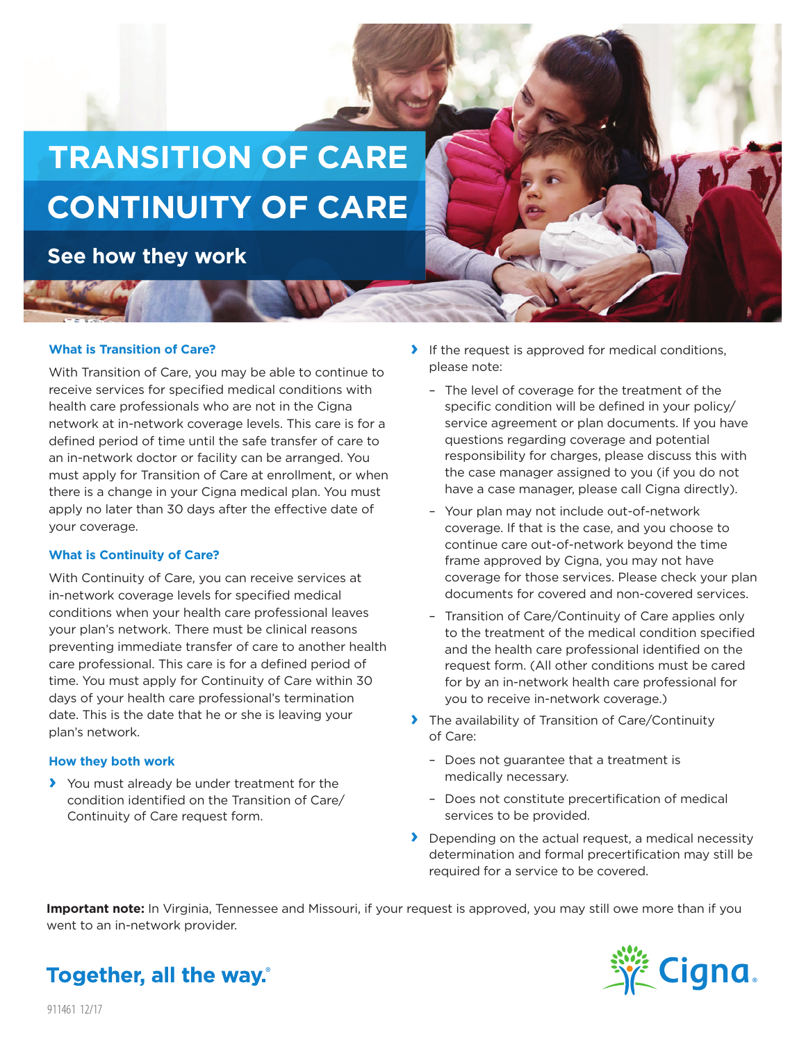# TRANSITION OF CARE
# CONTINUITY OF CARE

## See how they work

### What is Transition of Care?

With Transition of Care, you may be able to continue to receive services for specified medical conditions with health care professionals who are not in the Cigna network at in-network coverage levels. This care is for a defined period of time until the safe transfer of care to an in-network doctor or facility can be arranged. You must apply for Transition of Care at enrollment, or when there is a change in your Cigna medical plan. You must apply no later than 30 days after the effective date of your coverage.

### What is Continuity of Care?

With Continuity of Care, you can receive services at in-network coverage levels for specified medical conditions when your health care professional leaves your plan's network. There must be clinical reasons preventing immediate transfer of care to another health care professional. This care is for a defined period of time. You must apply for Continuity of Care within 30 days of your health care professional's termination date. This is the date that he or she is leaving your plan's network.

### How they both work

- You must already be under treatment for the condition identified on the Transition of Care/Continuity of Care request form.
- If the request is approved for medical conditions, please note:
  - The level of coverage for the treatment of the specific condition will be defined in your policy/service agreement or plan documents. If you have questions regarding coverage and potential responsibility for charges, please discuss this with the case manager assigned to you (if you do not have a case manager, please call Cigna directly).
  - Your plan may not include out-of-network coverage. If that is the case, and you choose to continue care out-of-network beyond the time frame approved by Cigna, you may not have coverage for those services. Please check your plan documents for covered and non-covered services.
  - Transition of Care/Continuity of Care applies only to the treatment of the medical condition specified and the health care professional identified on the request form. (All other conditions must be cared for by an in-network health care professional for you to receive in-network coverage.)
- The availability of Transition of Care/Continuity of Care:
  - Does not guarantee that a treatment is medically necessary.
  - Does not constitute precertification of medical services to be provided.
- Depending on the actual request, a medical necessity determination and formal precertification may still be required for a service to be covered.

**Important note:** In Virginia, Tennessee and Missouri, if your request is approved, you may still owe more than if you went to an in-network provider.

**Together, all the way.®**

Cigna

911461 12/17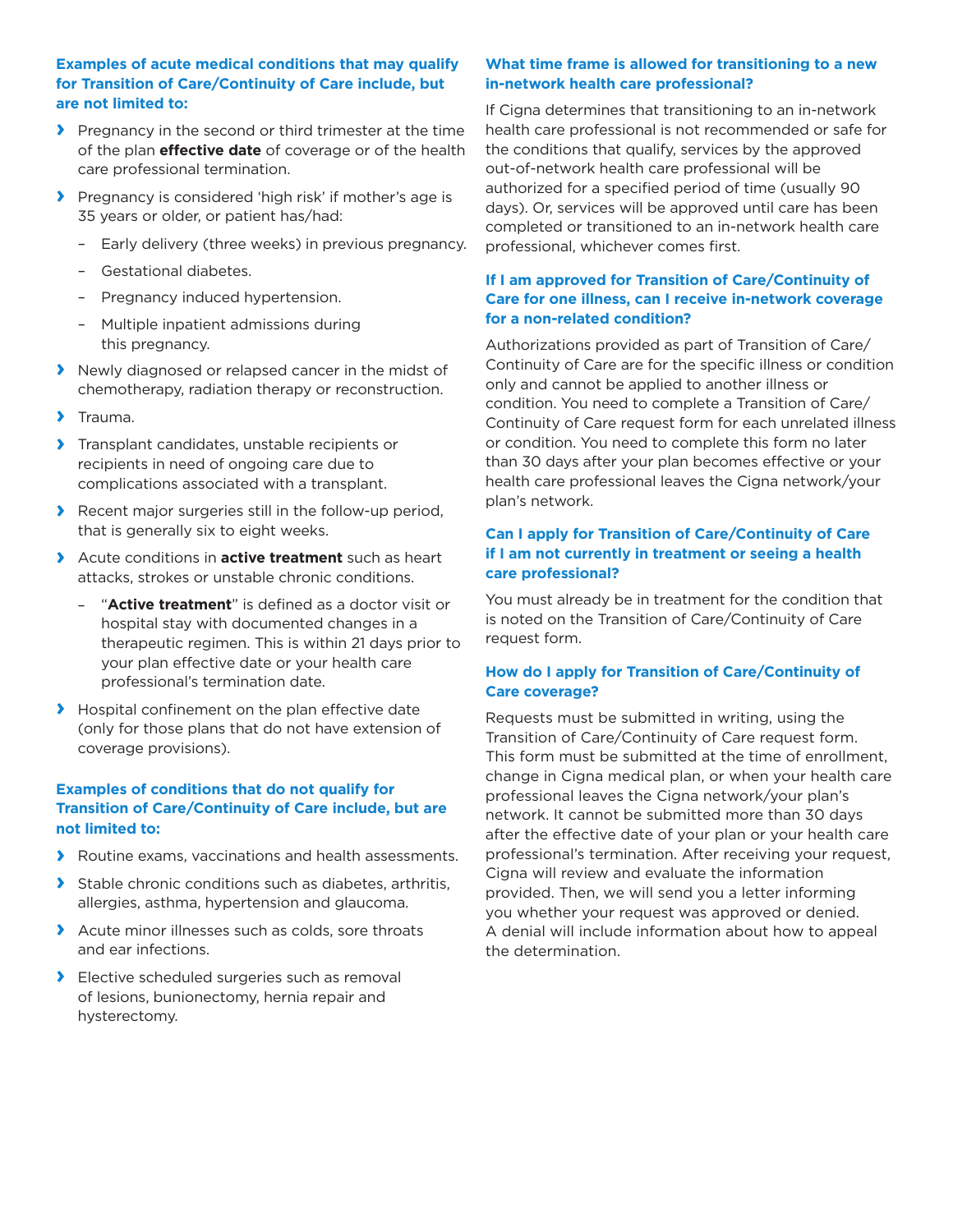### Examples of acute medical conditions that may qualify for Transition of Care/Continuity of Care include, but are not limited to:

- Pregnancy in the second or third trimester at the time of the plan **effective date** of coverage or of the health care professional termination.
- Pregnancy is considered 'high risk' if mother's age is 35 years or older, or patient has/had:
  - Early delivery (three weeks) in previous pregnancy.
  - Gestational diabetes.
  - Pregnancy induced hypertension.
  - Multiple inpatient admissions during this pregnancy.
- Newly diagnosed or relapsed cancer in the midst of chemotherapy, radiation therapy or reconstruction.
- Trauma.
- Transplant candidates, unstable recipients or recipients in need of ongoing care due to complications associated with a transplant.
- Recent major surgeries still in the follow-up period, that is generally six to eight weeks.
- Acute conditions in **active treatment** such as heart attacks, strokes or unstable chronic conditions.
  - "**Active treatment**" is defined as a doctor visit or hospital stay with documented changes in a therapeutic regimen. This is within 21 days prior to your plan effective date or your health care professional's termination date.
- Hospital confinement on the plan effective date (only for those plans that do not have extension of coverage provisions).

### Examples of conditions that do not qualify for Transition of Care/Continuity of Care include, but are not limited to:

- Routine exams, vaccinations and health assessments.
- Stable chronic conditions such as diabetes, arthritis, allergies, asthma, hypertension and glaucoma.
- Acute minor illnesses such as colds, sore throats and ear infections.
- Elective scheduled surgeries such as removal of lesions, bunionectomy, hernia repair and hysterectomy.

### What time frame is allowed for transitioning to a new in-network health care professional?

If Cigna determines that transitioning to an in-network health care professional is not recommended or safe for the conditions that qualify, services by the approved out-of-network health care professional will be authorized for a specified period of time (usually 90 days). Or, services will be approved until care has been completed or transitioned to an in-network health care professional, whichever comes first.

### If I am approved for Transition of Care/Continuity of Care for one illness, can I receive in-network coverage for a non-related condition?

Authorizations provided as part of Transition of Care/ Continuity of Care are for the specific illness or condition only and cannot be applied to another illness or condition. You need to complete a Transition of Care/ Continuity of Care request form for each unrelated illness or condition. You need to complete this form no later than 30 days after your plan becomes effective or your health care professional leaves the Cigna network/your plan's network.

### Can I apply for Transition of Care/Continuity of Care if I am not currently in treatment or seeing a health care professional?

You must already be in treatment for the condition that is noted on the Transition of Care/Continuity of Care request form.

### How do I apply for Transition of Care/Continuity of Care coverage?

Requests must be submitted in writing, using the Transition of Care/Continuity of Care request form. This form must be submitted at the time of enrollment, change in Cigna medical plan, or when your health care professional leaves the Cigna network/your plan's network. It cannot be submitted more than 30 days after the effective date of your plan or your health care professional's termination. After receiving your request, Cigna will review and evaluate the information provided. Then, we will send you a letter informing you whether your request was approved or denied. A denial will include information about how to appeal the determination.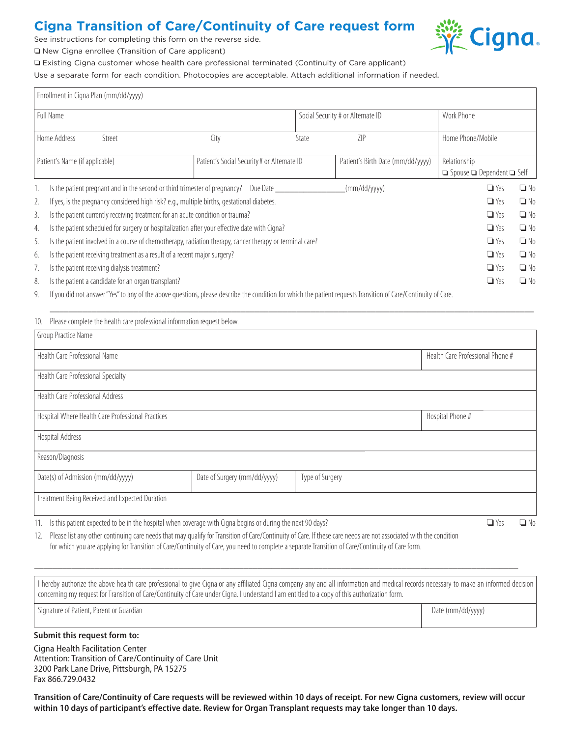# Cigna Transition of Care/Continuity of Care request form

See instructions for completing this form on the reverse side.

❏ New Cigna enrollee (Transition of Care applicant)

❏ Existing Cigna customer whose health care professional terminated (Continuity of Care applicant)

Use a separate form for each condition. Photocopies are acceptable. Attach additional information if needed.

| Enrollment in Cigna Plan (mm/dd/yyyy) | | | | |
|---|---|---|---|---|
| Full Name | | Social Security # or Alternate ID | | Work Phone |
| Home Address Street | City | State | ZIP | Home Phone/Mobile |
| Patient's Name (if applicable) | Patient's Social Security # or Alternate ID | | Patient's Birth Date (mm/dd/yyyy) | Relationship ❏ Spouse ❏ Dependent ❏ Self |

1. Is the patient pregnant and in the second or third trimester of pregnancy? Due Date ________________(mm/dd/yyyy) ❏ Yes ❏ No
2. If yes, is the pregnancy considered high risk? e.g., multiple births, gestational diabetes. ❏ Yes ❏ No
3. Is the patient currently receiving treatment for an acute condition or trauma? ❏ Yes ❏ No
4. Is the patient scheduled for surgery or hospitalization after your effective date with Cigna? ❏ Yes ❏ No
5. Is the patient involved in a course of chemotherapy, radiation therapy, cancer therapy or terminal care? ❏ Yes ❏ No
6. Is the patient receiving treatment as a result of a recent major surgery? ❏ Yes ❏ No
7. Is the patient receiving dialysis treatment? ❏ Yes ❏ No
8. Is the patient a candidate for an organ transplant? ❏ Yes ❏ No
9. If you did not answer "Yes" to any of the above questions, please describe the condition for which the patient requests Transition of Care/Continuity of Care.

   ________________________________________________________________________________

10. Please complete the health care professional information request below.

| Group Practice Name | | |
|---|---|---|
| Health Care Professional Name | | Health Care Professional Phone # |
| Health Care Professional Specialty | | |
| Health Care Professional Address | | |
| Hospital Where Health Care Professional Practices | | Hospital Phone # |
| Hospital Address | | |
| Reason/Diagnosis | | |
| Date(s) of Admission (mm/dd/yyyy) | Date of Surgery (mm/dd/yyyy) | Type of Surgery |
| Treatment Being Received and Expected Duration | | |

11. Is this patient expected to be in the hospital when coverage with Cigna begins or during the next 90 days? ❏ Yes ❏ No
12. Please list any other continuing care needs that may qualify for Transition of Care/Continuity of Care. If these care needs are not associated with the condition for which you are applying for Transition of Care/Continuity of Care, you need to complete a separate Transition of Care/Continuity of Care form.

    ________________________________________________________________________________

| I hereby authorize the above health care professional to give Cigna or any affiliated Cigna company any and all information and medical records necessary to make an informed decision concerning my request for Transition of Care/Continuity of Care under Cigna. I understand I am entitled to a copy of this authorization form. | |
|---|---|
| Signature of Patient, Parent or Guardian | Date (mm/dd/yyyy) |

**Submit this request form to:**

Cigna Health Facilitation Center
Attention: Transition of Care/Continuity of Care Unit
3200 Park Lane Drive, Pittsburgh, PA 15275
Fax 866.729.0432

**Transition of Care/Continuity of Care requests will be reviewed within 10 days of receipt. For new Cigna customers, review will occur within 10 days of participant's effective date. Review for Organ Transplant requests may take longer than 10 days.**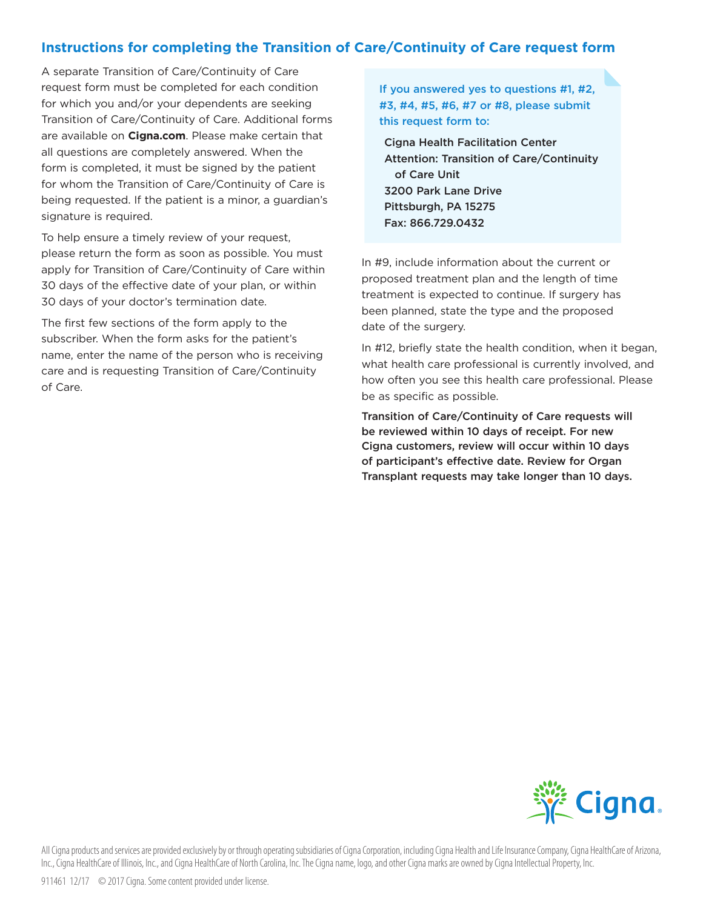## Instructions for completing the Transition of Care/Continuity of Care request form

A separate Transition of Care/Continuity of Care request form must be completed for each condition for which you and/or your dependents are seeking Transition of Care/Continuity of Care. Additional forms are available on **Cigna.com**. Please make certain that all questions are completely answered. When the form is completed, it must be signed by the patient for whom the Transition of Care/Continuity of Care is being requested. If the patient is a minor, a guardian's signature is required.

To help ensure a timely review of your request, please return the form as soon as possible. You must apply for Transition of Care/Continuity of Care within 30 days of the effective date of your plan, or within 30 days of your doctor's termination date.

The first few sections of the form apply to the subscriber. When the form asks for the patient's name, enter the name of the person who is receiving care and is requesting Transition of Care/Continuity of Care.

**If you answered yes to questions #1, #2, #3, #4, #5, #6, #7 or #8, please submit this request form to:**

Cigna Health Facilitation Center
Attention: Transition of Care/Continuity of Care Unit
3200 Park Lane Drive
Pittsburgh, PA 15275
Fax: 866.729.0432

In #9, include information about the current or proposed treatment plan and the length of time treatment is expected to continue. If surgery has been planned, state the type and the proposed date of the surgery.

In #12, briefly state the health condition, when it began, what health care professional is currently involved, and how often you see this health care professional. Please be as specific as possible.

**Transition of Care/Continuity of Care requests will be reviewed within 10 days of receipt. For new Cigna customers, review will occur within 10 days of participant's effective date. Review for Organ Transplant requests may take longer than 10 days.**

Cigna.

All Cigna products and services are provided exclusively by or through operating subsidiaries of Cigna Corporation, including Cigna Health and Life Insurance Company, Cigna HealthCare of Arizona, Inc., Cigna HealthCare of Illinois, Inc., and Cigna HealthCare of North Carolina, Inc. The Cigna name, logo, and other Cigna marks are owned by Cigna Intellectual Property, Inc.

911461 12/17 © 2017 Cigna. Some content provided under license.